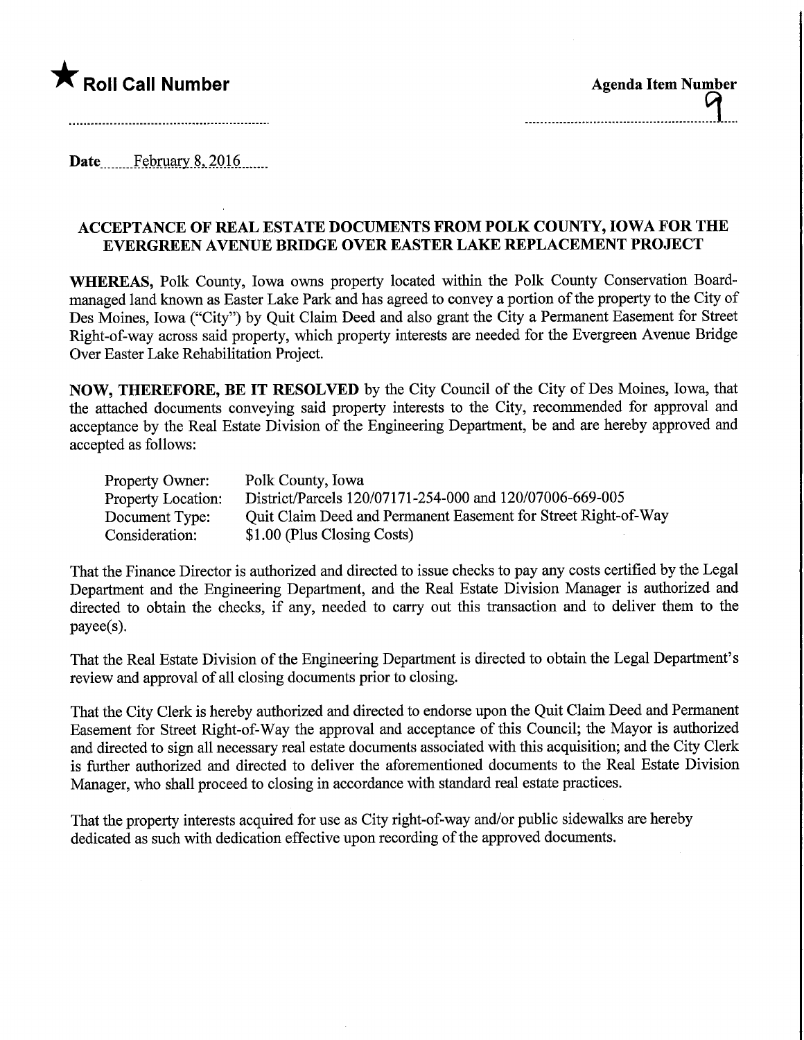★ **Roll Call Number**

**Agenda Item Number**

9

**Date** February 8, 2016

## ACCEPTANCE OF REAL ESTATE DOCUMENTS FROM POLK COUNTY, IOWA FOR THE EVERGREEN AVENUE BRIDGE OVER EASTER LAKE REPLACEMENT PROJECT

**WHEREAS,** Polk County, Iowa owns property located within the Polk County Conservation Board-managed land known as Easter Lake Park and has agreed to convey a portion of the property to the City of Des Moines, Iowa ("City") by Quit Claim Deed and also grant the City a Permanent Easement for Street Right-of-way across said property, which property interests are needed for the Evergreen Avenue Bridge Over Easter Lake Rehabilitation Project.

**NOW, THEREFORE, BE IT RESOLVED** by the City Council of the City of Des Moines, Iowa, that the attached documents conveying said property interests to the City, recommended for approval and acceptance by the Real Estate Division of the Engineering Department, be and are hereby approved and accepted as follows:

| | |
|---|---|
| Property Owner: | Polk County, Iowa |
| Property Location: | District/Parcels 120/07171-254-000 and 120/07006-669-005 |
| Document Type: | Quit Claim Deed and Permanent Easement for Street Right-of-Way |
| Consideration: | $1.00 (Plus Closing Costs) |

That the Finance Director is authorized and directed to issue checks to pay any costs certified by the Legal Department and the Engineering Department, and the Real Estate Division Manager is authorized and directed to obtain the checks, if any, needed to carry out this transaction and to deliver them to the payee(s).

That the Real Estate Division of the Engineering Department is directed to obtain the Legal Department's review and approval of all closing documents prior to closing.

That the City Clerk is hereby authorized and directed to endorse upon the Quit Claim Deed and Permanent Easement for Street Right-of-Way the approval and acceptance of this Council; the Mayor is authorized and directed to sign all necessary real estate documents associated with this acquisition; and the City Clerk is further authorized and directed to deliver the aforementioned documents to the Real Estate Division Manager, who shall proceed to closing in accordance with standard real estate practices.

That the property interests acquired for use as City right-of-way and/or public sidewalks are hereby dedicated as such with dedication effective upon recording of the approved documents.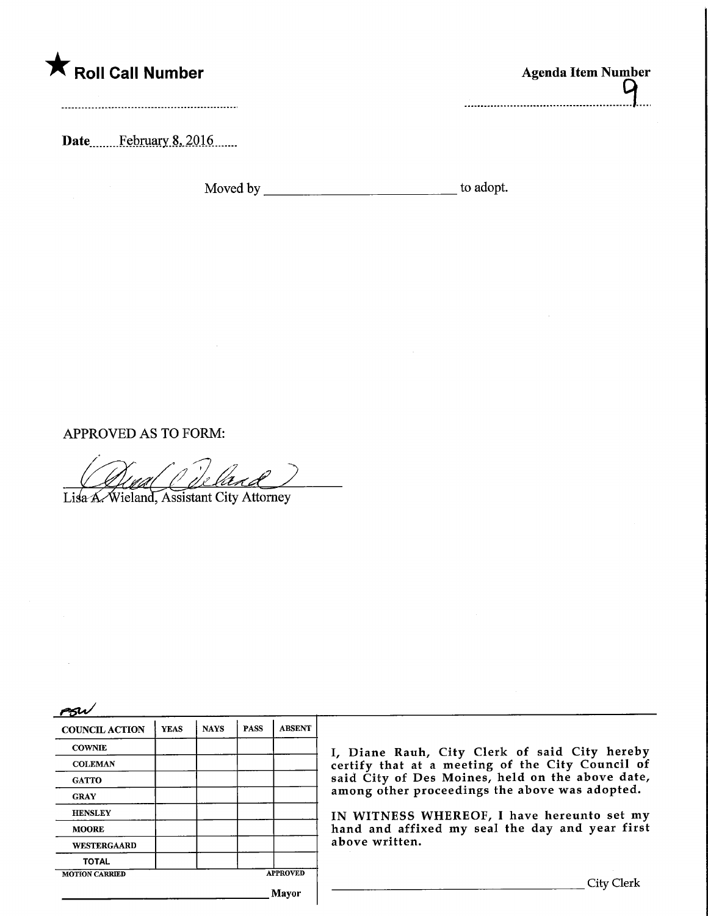★ **Roll Call Number**

**Agenda Item Number**
9

**Date** February 8, 2016

Moved by ____________________________ to adopt.

APPROVED AS TO FORM:

Lisa A. Wieland, Assistant City Attorney

PSW

| COUNCIL ACTION | YEAS | NAYS | PASS | ABSENT |
|---|---|---|---|---|
| COWNIE | | | | |
| COLEMAN | | | | |
| GATTO | | | | |
| GRAY | | | | |
| HENSLEY | | | | |
| MOORE | | | | |
| WESTERGAARD | | | | |
| TOTAL | | | | |
| MOTION CARRIED | | | | APPROVED |

________________________________ Mayor

I, Diane Rauh, City Clerk of said City hereby certify that at a meeting of the City Council of said City of Des Moines, held on the above date, among other proceedings the above was adopted.

IN WITNESS WHEREOF, I have hereunto set my hand and affixed my seal the day and year first above written.

________________________________ City Clerk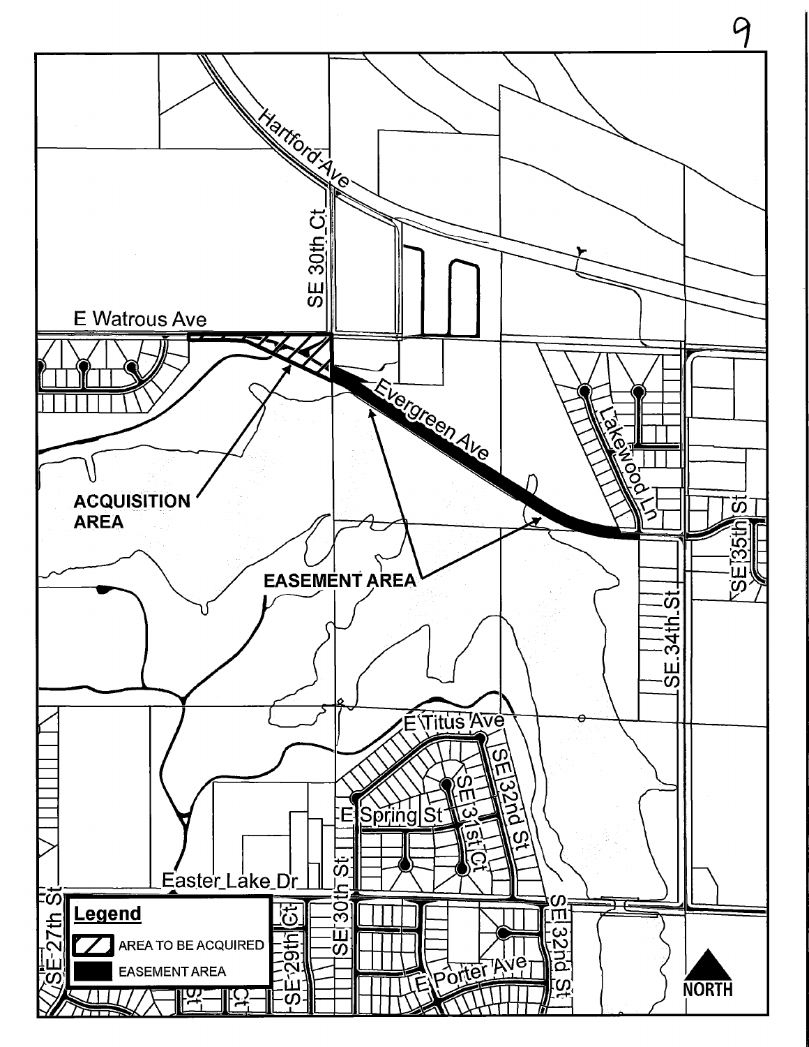Hartford Ave

SE 30th Ct

E Watrous Ave

Evergreen Ave

Lakewood Ln

SE 35th St

SE 34th St

ACQUISITION AREA

EASEMENT AREA

E Titus Ave

SE 32nd St

SE 31st Ct

E Spring St

SE 30th St

Easter Lake Dr

SE 27th St

SE 29th Ct

E Porter Ave

**Legend**

AREA TO BE ACQUIRED

EASEMENT AREA

NORTH